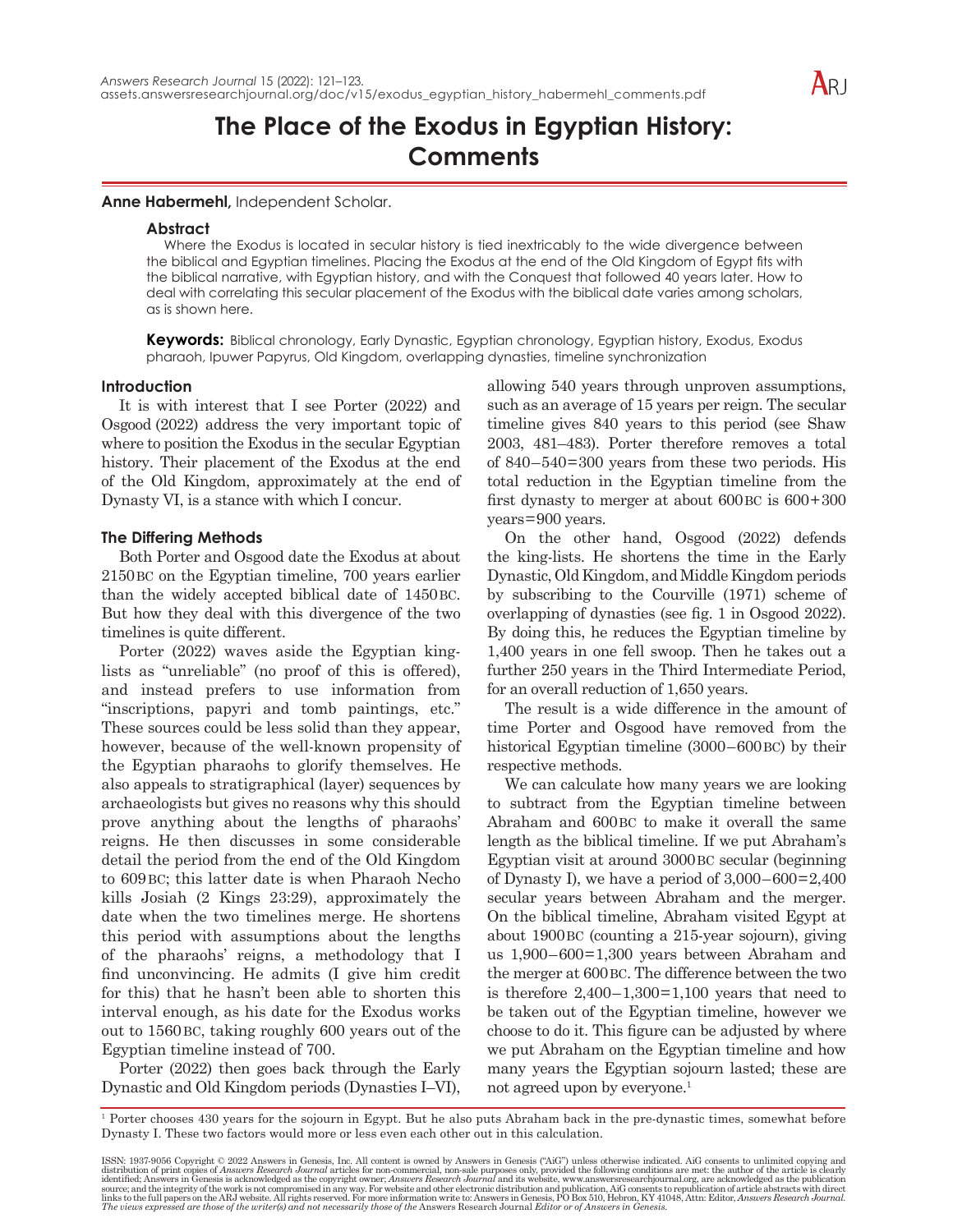# The Place of the Exodus in Egyptian History: Comments

**Anne Habermehl,** Independent Scholar.

### Abstract

Where the Exodus is located in secular history is tied inextricably to the wide divergence between the biblical and Egyptian timelines. Placing the Exodus at the end of the Old Kingdom of Egypt fits with the biblical narrative, with Egyptian history, and with the Conquest that followed 40 years later. How to deal with correlating this secular placement of the Exodus with the biblical date varies among scholars, as is shown here.

**Keywords:** Biblical chronology, Early Dynastic, Egyptian chronology, Egyptian history, Exodus, Exodus pharaoh, Ipuwer Papyrus, Old Kingdom, overlapping dynasties, timeline synchronization

## Introduction

It is with interest that I see Porter (2022) and Osgood (2022) address the very important topic of where to position the Exodus in the secular Egyptian history. Their placement of the Exodus at the end of the Old Kingdom, approximately at the end of Dynasty VI, is a stance with which I concur.

## The Differing Methods

Both Porter and Osgood date the Exodus at about 2150 BC on the Egyptian timeline, 700 years earlier than the widely accepted biblical date of 1450 BC. But how they deal with this divergence of the two timelines is quite different.

Porter (2022) waves aside the Egyptian king-lists as "unreliable" (no proof of this is offered), and instead prefers to use information from "inscriptions, papyri and tomb paintings, etc." These sources could be less solid than they appear, however, because of the well-known propensity of the Egyptian pharaohs to glorify themselves. He also appeals to stratigraphical (layer) sequences by archaeologists but gives no reasons why this should prove anything about the lengths of pharaohs' reigns. He then discusses in some considerable detail the period from the end of the Old Kingdom to 609 BC; this latter date is when Pharaoh Necho kills Josiah (2 Kings 23:29), approximately the date when the two timelines merge. He shortens this period with assumptions about the lengths of the pharaohs' reigns, a methodology that I find unconvincing. He admits (I give him credit for this) that he hasn't been able to shorten this interval enough, as his date for the Exodus works out to 1560 BC, taking roughly 600 years out of the Egyptian timeline instead of 700.

Porter (2022) then goes back through the Early Dynastic and Old Kingdom periods (Dynasties I–VI), allowing 540 years through unproven assumptions, such as an average of 15 years per reign. The secular timeline gives 840 years to this period (see Shaw 2003, 481–483). Porter therefore removes a total of 840−540=300 years from these two periods. His total reduction in the Egyptian timeline from the first dynasty to merger at about 600 BC is 600+300 years=900 years.

On the other hand, Osgood (2022) defends the king-lists. He shortens the time in the Early Dynastic, Old Kingdom, and Middle Kingdom periods by subscribing to the Courville (1971) scheme of overlapping of dynasties (see fig. 1 in Osgood 2022). By doing this, he reduces the Egyptian timeline by 1,400 years in one fell swoop. Then he takes out a further 250 years in the Third Intermediate Period, for an overall reduction of 1,650 years.

The result is a wide difference in the amount of time Porter and Osgood have removed from the historical Egyptian timeline (3000–600 BC) by their respective methods.

We can calculate how many years we are looking to subtract from the Egyptian timeline between Abraham and 600 BC to make it overall the same length as the biblical timeline. If we put Abraham's Egyptian visit at around 3000 BC secular (beginning of Dynasty I), we have a period of 3,000−600=2,400 secular years between Abraham and the merger. On the biblical timeline, Abraham visited Egypt at about 1900 BC (counting a 215-year sojourn), giving us 1,900−600=1,300 years between Abraham and the merger at 600 BC. The difference between the two is therefore 2,400−1,300=1,100 years that need to be taken out of the Egyptian timeline, however we choose to do it. This figure can be adjusted by where we put Abraham on the Egyptian timeline and how many years the Egyptian sojourn lasted; these are not agreed upon by everyone.[1]

[1] Porter chooses 430 years for the sojourn in Egypt. But he also puts Abraham back in the pre-dynastic times, somewhat before Dynasty I. These two factors would more or less even each other out in this calculation.

ISSN: 1937-9056 Copyright © 2022 Answers in Genesis, Inc. All content is owned by Answers in Genesis ("AiG") unless otherwise indicated. AiG consents to unlimited copying and distribution of print copies of *Answers Research Journal* articles for non-commercial, non-sale purposes only, provided the following conditions are met: the author of the article is clearly identified; Answers in Genesis is acknowledged as the copyright owner; *Answers Research Journal* and its website, www.answersresearchjournal.org, are acknowledged as the publication source; and the integrity of the work is not compromised in any way. For website and other electronic distribution and publication, AiG consents to republication of article abstracts with direct links to the full papers on the ARJ website. All rights reserved. For more information write to: Answers in Genesis, PO Box 510, Hebron, KY 41048, Attn: Editor, *Answers Research Journal*. *The views expressed are those of the writer(s) and not necessarily those of the* Answers Research Journal *Editor or of Answers in Genesis.*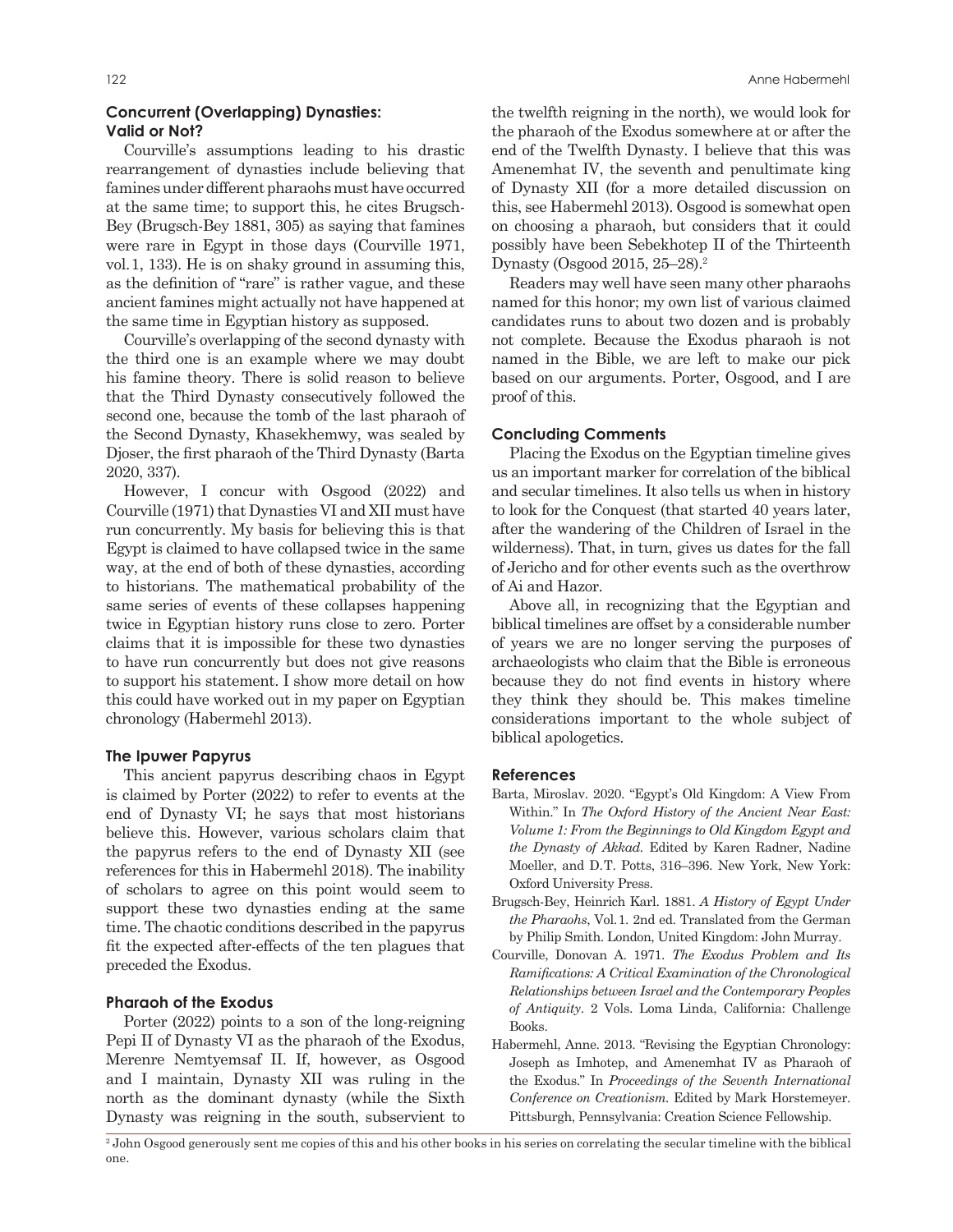## Concurrent (Overlapping) Dynasties: Valid or Not?

Courville's assumptions leading to his drastic rearrangement of dynasties include believing that famines under different pharaohs must have occurred at the same time; to support this, he cites Brugsch-Bey (Brugsch-Bey 1881, 305) as saying that famines were rare in Egypt in those days (Courville 1971, vol. 1, 133). He is on shaky ground in assuming this, as the definition of "rare" is rather vague, and these ancient famines might actually not have happened at the same time in Egyptian history as supposed.

Courville's overlapping of the second dynasty with the third one is an example where we may doubt his famine theory. There is solid reason to believe that the Third Dynasty consecutively followed the second one, because the tomb of the last pharaoh of the Second Dynasty, Khasekhemwy, was sealed by Djoser, the first pharaoh of the Third Dynasty (Barta 2020, 337).

However, I concur with Osgood (2022) and Courville (1971) that Dynasties VI and XII must have run concurrently. My basis for believing this is that Egypt is claimed to have collapsed twice in the same way, at the end of both of these dynasties, according to historians. The mathematical probability of the same series of events of these collapses happening twice in Egyptian history runs close to zero. Porter claims that it is impossible for these two dynasties to have run concurrently but does not give reasons to support his statement. I show more detail on how this could have worked out in my paper on Egyptian chronology (Habermehl 2013).

## The Ipuwer Papyrus

This ancient papyrus describing chaos in Egypt is claimed by Porter (2022) to refer to events at the end of Dynasty VI; he says that most historians believe this. However, various scholars claim that the papyrus refers to the end of Dynasty XII (see references for this in Habermehl 2018). The inability of scholars to agree on this point would seem to support these two dynasties ending at the same time. The chaotic conditions described in the papyrus fit the expected after-effects of the ten plagues that preceded the Exodus.

## Pharaoh of the Exodus

Porter (2022) points to a son of the long-reigning Pepi II of Dynasty VI as the pharaoh of the Exodus, Merenre Nemtyemsaf II. If, however, as Osgood and I maintain, Dynasty XII was ruling in the north as the dominant dynasty (while the Sixth Dynasty was reigning in the south, subservient to the twelfth reigning in the north), we would look for the pharaoh of the Exodus somewhere at or after the end of the Twelfth Dynasty. I believe that this was Amenemhat IV, the seventh and penultimate king of Dynasty XII (for a more detailed discussion on this, see Habermehl 2013). Osgood is somewhat open on choosing a pharaoh, but considers that it could possibly have been Sebekhotep II of the Thirteenth Dynasty (Osgood 2015, 25–28).[2]

Readers may well have seen many other pharaohs named for this honor; my own list of various claimed candidates runs to about two dozen and is probably not complete. Because the Exodus pharaoh is not named in the Bible, we are left to make our pick based on our arguments. Porter, Osgood, and I are proof of this.

## Concluding Comments

Placing the Exodus on the Egyptian timeline gives us an important marker for correlation of the biblical and secular timelines. It also tells us when in history to look for the Conquest (that started 40 years later, after the wandering of the Children of Israel in the wilderness). That, in turn, gives us dates for the fall of Jericho and for other events such as the overthrow of Ai and Hazor.

Above all, in recognizing that the Egyptian and biblical timelines are offset by a considerable number of years we are no longer serving the purposes of archaeologists who claim that the Bible is erroneous because they do not find events in history where they think they should be. This makes timeline considerations important to the whole subject of biblical apologetics.

## References

Barta, Miroslav. 2020. "Egypt's Old Kingdom: A View From Within." In *The Oxford History of the Ancient Near East: Volume 1: From the Beginnings to Old Kingdom Egypt and the Dynasty of Akkad.* Edited by Karen Radner, Nadine Moeller, and D.T. Potts, 316–396. New York, New York: Oxford University Press.

Brugsch-Bey, Heinrich Karl. 1881. *A History of Egypt Under the Pharaohs*, Vol. 1. 2nd ed. Translated from the German by Philip Smith. London, United Kingdom: John Murray.

Courville, Donovan A. 1971. *The Exodus Problem and Its Ramifications: A Critical Examination of the Chronological Relationships between Israel and the Contemporary Peoples of Antiquity*. 2 Vols. Loma Linda, California: Challenge Books.

Habermehl, Anne. 2013. "Revising the Egyptian Chronology: Joseph as Imhotep, and Amenemhat IV as Pharaoh of the Exodus." In *Proceedings of the Seventh International Conference on Creationism.* Edited by Mark Horstemeyer. Pittsburgh, Pennsylvania: Creation Science Fellowship.

[2] John Osgood generously sent me copies of this and his other books in his series on correlating the secular timeline with the biblical one.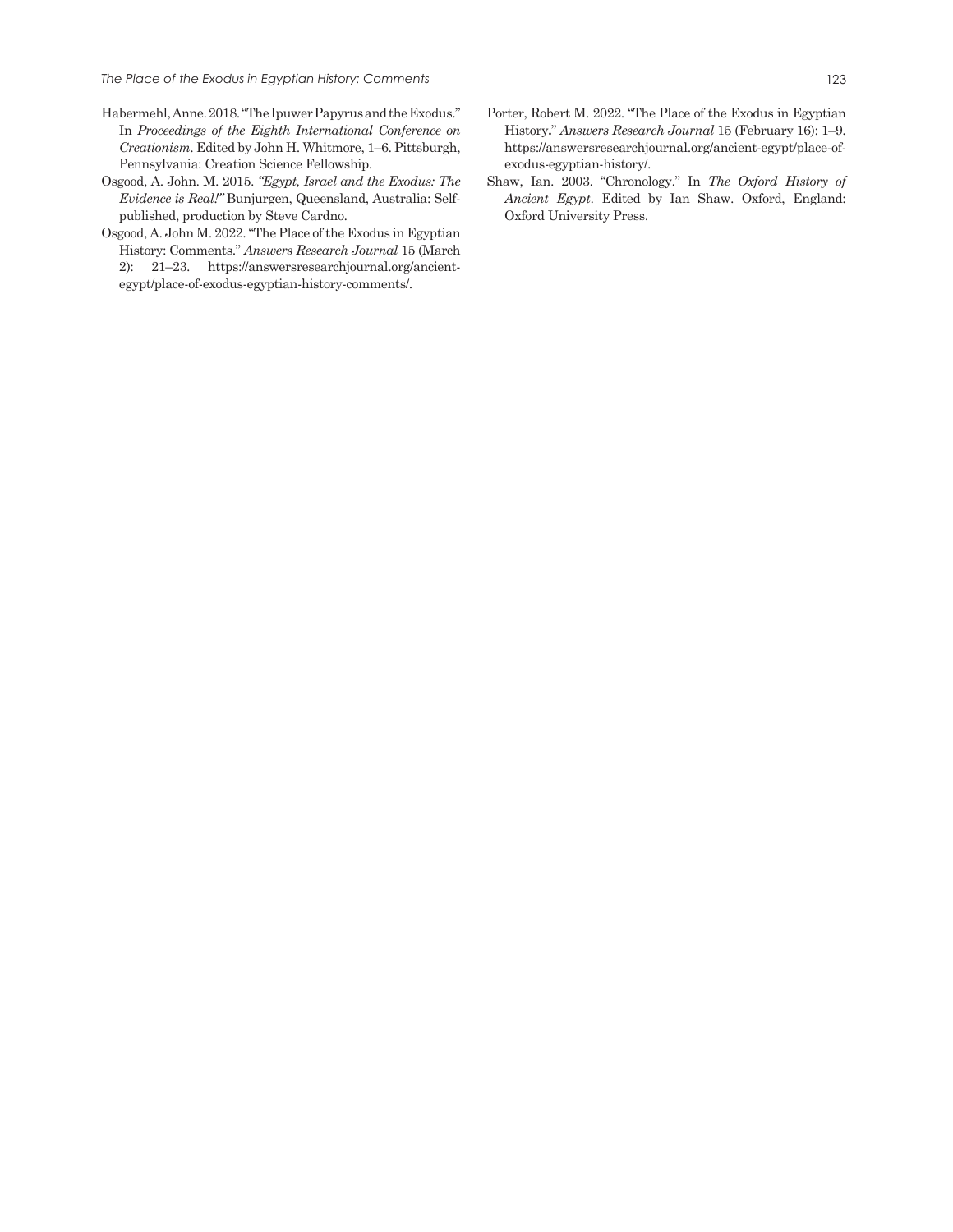Habermehl, Anne. 2018. "The Ipuwer Papyrus and the Exodus." In *Proceedings of the Eighth International Conference on Creationism*. Edited by John H. Whitmore, 1–6. Pittsburgh, Pennsylvania: Creation Science Fellowship.

Osgood, A. John. M. 2015. *"Egypt, Israel and the Exodus: The Evidence is Real!"* Bunjurgen, Queensland, Australia: Self-published, production by Steve Cardno.

Osgood, A. John M. 2022. "The Place of the Exodus in Egyptian History: Comments." *Answers Research Journal* 15 (March 2): 21–23. https://answersresearchjournal.org/ancient-egypt/place-of-exodus-egyptian-history-comments/.

Porter, Robert M. 2022. "The Place of the Exodus in Egyptian History**.**" *Answers Research Journal* 15 (February 16): 1–9. https://answersresearchjournal.org/ancient-egypt/place-of-exodus-egyptian-history/.

Shaw, Ian. 2003. "Chronology." In *The Oxford History of Ancient Egypt*. Edited by Ian Shaw. Oxford, England: Oxford University Press.